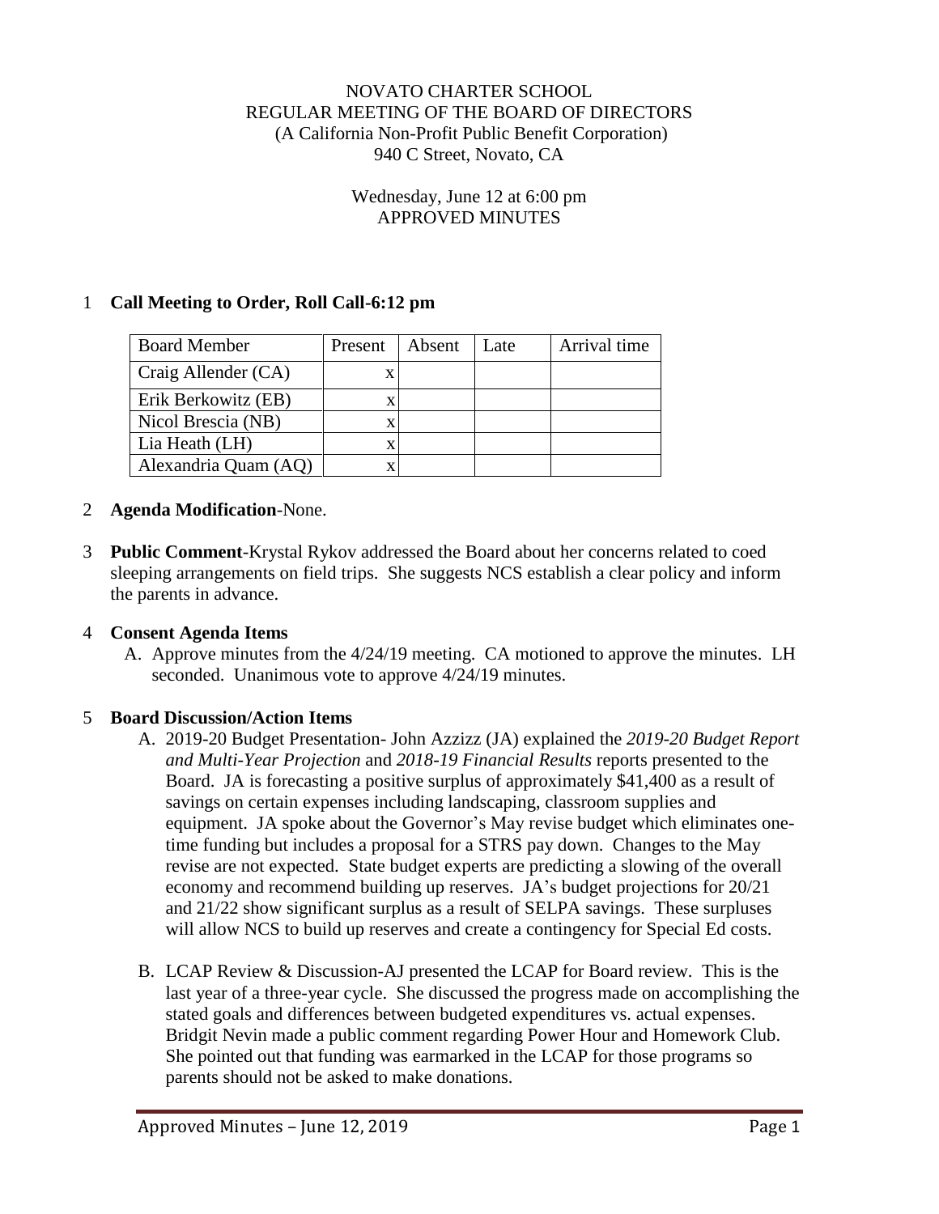NOVATO CHARTER SCHOOL
REGULAR MEETING OF THE BOARD OF DIRECTORS
(A California Non-Profit Public Benefit Corporation)
940 C Street, Novato, CA

Wednesday, June 12 at 6:00 pm
APPROVED MINUTES

1 **Call Meeting to Order, Roll Call-6:12 pm**

| Board Member | Present | Absent | Late | Arrival time |
|---|---|---|---|---|
| Craig Allender (CA) | x | | | |
| Erik Berkowitz (EB) | x | | | |
| Nicol Brescia (NB) | x | | | |
| Lia Heath (LH) | x | | | |
| Alexandria Quam (AQ) | x | | | |

2 **Agenda Modification**-None.

3 **Public Comment**-Krystal Rykov addressed the Board about her concerns related to coed sleeping arrangements on field trips. She suggests NCS establish a clear policy and inform the parents in advance.

4 **Consent Agenda Items**

A. Approve minutes from the 4/24/19 meeting. CA motioned to approve the minutes. LH seconded. Unanimous vote to approve 4/24/19 minutes.

5 **Board Discussion/Action Items**

A. 2019-20 Budget Presentation- John Azzizz (JA) explained the *2019-20 Budget Report and Multi-Year Projection* and *2018-19 Financial Results* reports presented to the Board. JA is forecasting a positive surplus of approximately $41,400 as a result of savings on certain expenses including landscaping, classroom supplies and equipment. JA spoke about the Governor's May revise budget which eliminates one-time funding but includes a proposal for a STRS pay down. Changes to the May revise are not expected. State budget experts are predicting a slowing of the overall economy and recommend building up reserves. JA's budget projections for 20/21 and 21/22 show significant surplus as a result of SELPA savings. These surpluses will allow NCS to build up reserves and create a contingency for Special Ed costs.

B. LCAP Review & Discussion-AJ presented the LCAP for Board review. This is the last year of a three-year cycle. She discussed the progress made on accomplishing the stated goals and differences between budgeted expenditures vs. actual expenses. Bridgit Nevin made a public comment regarding Power Hour and Homework Club. She pointed out that funding was earmarked in the LCAP for those programs so parents should not be asked to make donations.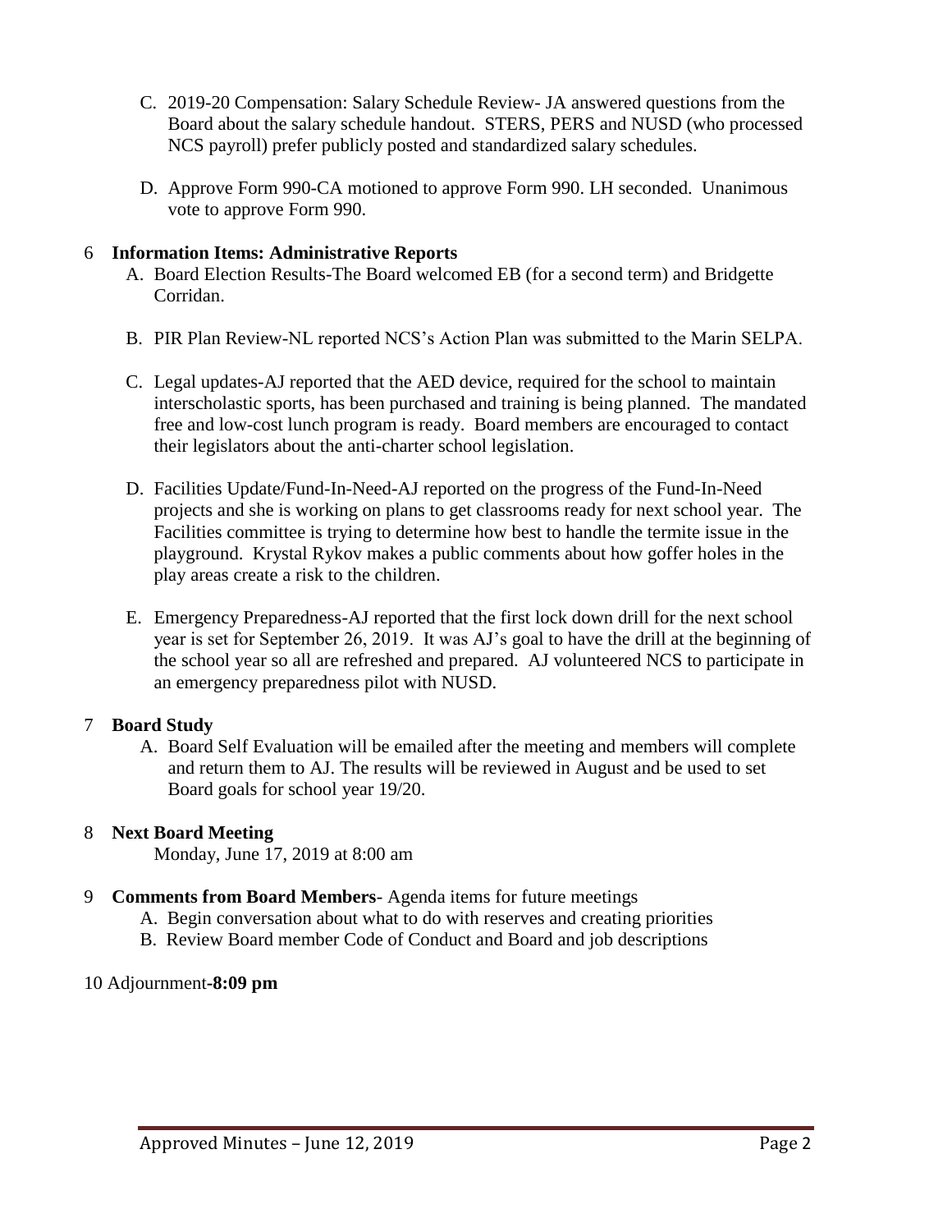C. 2019-20 Compensation: Salary Schedule Review- JA answered questions from the Board about the salary schedule handout. STERS, PERS and NUSD (who processed NCS payroll) prefer publicly posted and standardized salary schedules.

D. Approve Form 990-CA motioned to approve Form 990. LH seconded. Unanimous vote to approve Form 990.

6 **Information Items: Administrative Reports**

A. Board Election Results-The Board welcomed EB (for a second term) and Bridgette Corridan.

B. PIR Plan Review-NL reported NCS's Action Plan was submitted to the Marin SELPA.

C. Legal updates-AJ reported that the AED device, required for the school to maintain interscholastic sports, has been purchased and training is being planned. The mandated free and low-cost lunch program is ready. Board members are encouraged to contact their legislators about the anti-charter school legislation.

D. Facilities Update/Fund-In-Need-AJ reported on the progress of the Fund-In-Need projects and she is working on plans to get classrooms ready for next school year. The Facilities committee is trying to determine how best to handle the termite issue in the playground. Krystal Rykov makes a public comments about how goffer holes in the play areas create a risk to the children.

E. Emergency Preparedness-AJ reported that the first lock down drill for the next school year is set for September 26, 2019. It was AJ's goal to have the drill at the beginning of the school year so all are refreshed and prepared. AJ volunteered NCS to participate in an emergency preparedness pilot with NUSD.

7 **Board Study**

A. Board Self Evaluation will be emailed after the meeting and members will complete and return them to AJ. The results will be reviewed in August and be used to set Board goals for school year 19/20.

8 **Next Board Meeting**

Monday, June 17, 2019 at 8:00 am

9 **Comments from Board Members**- Agenda items for future meetings

A. Begin conversation about what to do with reserves and creating priorities

B. Review Board member Code of Conduct and Board and job descriptions

10 Adjournment**-8:09 pm**